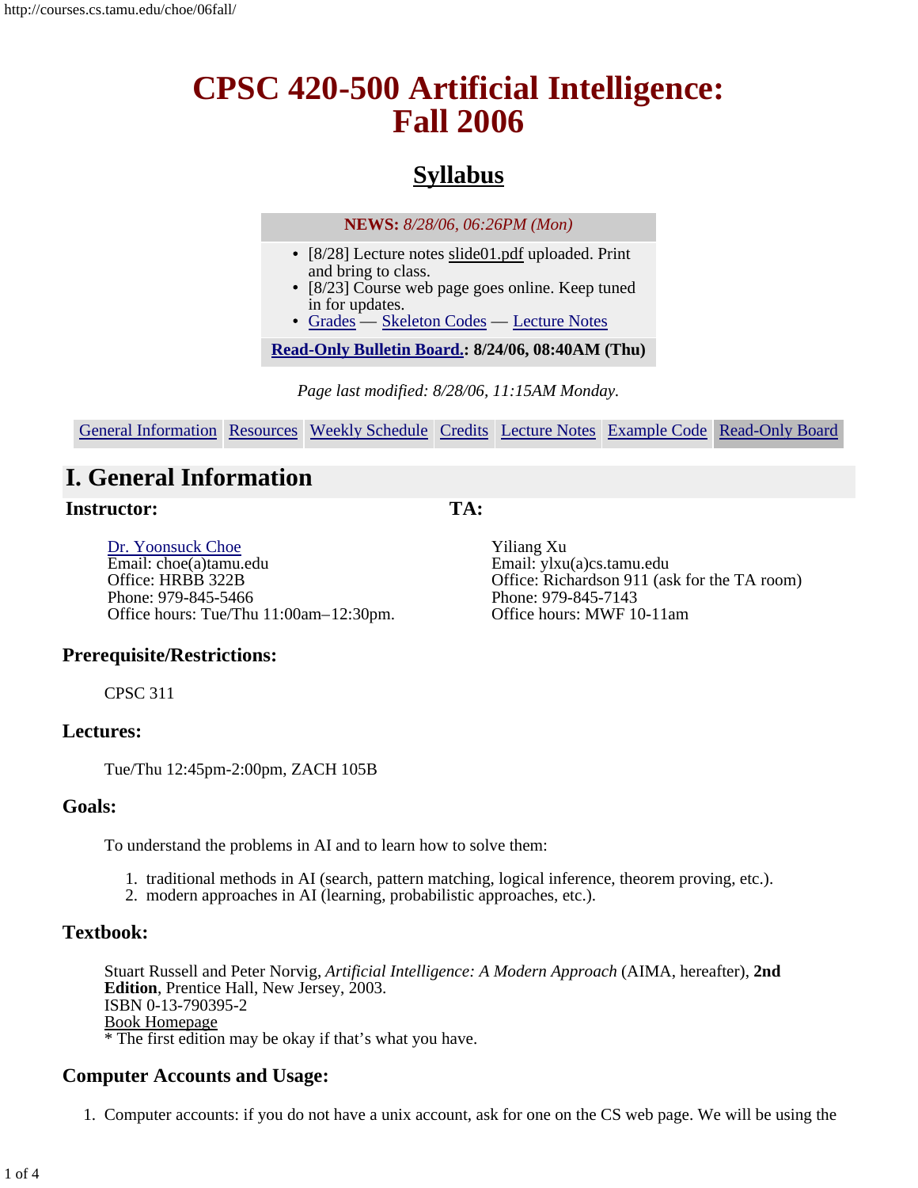// CPSC 420-500 Artificial Intelligence: Fall 2006

# CPSC 420-500 Artificial Intelligence: Fall 2006

## Syllabus

**NEWS:** *8/28/06, 06:26PM (Mon)*

- [8/28] Lecture notes slide01.pdf uploaded. Print and bring to class.
- [8/23] Course web page goes online. Keep tuned in for updates.
- Grades — Skeleton Codes — Lecture Notes

**Read-Only Bulletin Board.: 8/24/06, 08:40AM (Thu)**

*Page last modified: 8/28/06, 11:15AM Monday.*

| General Information | Resources | Weekly Schedule | Credits | Lecture Notes | Example Code | Read-Only Board |
|---|---|---|---|---|---|---|

## I. General Information

### Instructor:

Dr. Yoonsuck Choe
Email: choe(a)tamu.edu
Office: HRBB 322B
Phone: 979-845-5466
Office hours: Tue/Thu 11:00am–12:30pm.

### TA:

Yiliang Xu
Email: ylxu(a)cs.tamu.edu
Office: Richardson 911 (ask for the TA room)
Phone: 979-845-7143
Office hours: MWF 10-11am

### Prerequisite/Restrictions:

CPSC 311

### Lectures:

Tue/Thu 12:45pm-2:00pm, ZACH 105B

### Goals:

To understand the problems in AI and to learn how to solve them:

1. traditional methods in AI (search, pattern matching, logical inference, theorem proving, etc.).
2. modern approaches in AI (learning, probabilistic approaches, etc.).

### Textbook:

Stuart Russell and Peter Norvig, *Artificial Intelligence: A Modern Approach* (AIMA, hereafter), **2nd Edition**, Prentice Hall, New Jersey, 2003.
ISBN 0-13-790395-2
Book Homepage
* The first edition may be okay if that's what you have.

### Computer Accounts and Usage:

1. Computer accounts: if you do not have a unix account, ask for one on the CS web page. We will be using the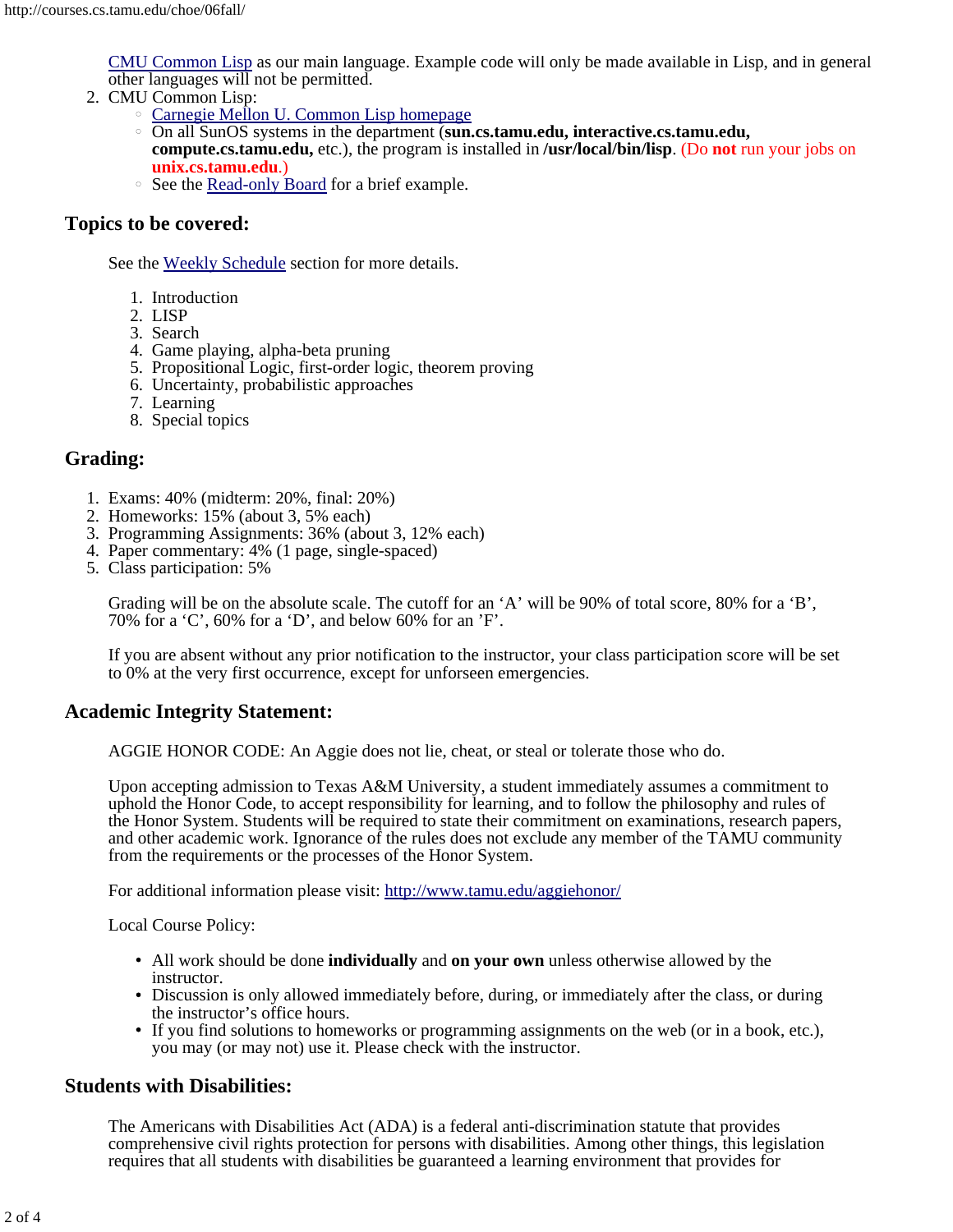[CMU Common Lisp] as our main language. Example code will only be made available in Lisp, and in general other languages will not be permitted.

2. CMU Common Lisp:
   - Carnegie Mellon U. Common Lisp homepage
   - On all SunOS systems in the department (**sun.cs.tamu.edu, interactive.cs.tamu.edu, compute.cs.tamu.edu,** etc.), the program is installed in **/usr/local/bin/lisp**. (Do **not** run your jobs on **unix.cs.tamu.edu**.)
   - See the Read-only Board for a brief example.

## Topics to be covered:

See the Weekly Schedule section for more details.

1. Introduction
2. LISP
3. Search
4. Game playing, alpha-beta pruning
5. Propositional Logic, first-order logic, theorem proving
6. Uncertainty, probabilistic approaches
7. Learning
8. Special topics

## Grading:

1. Exams: 40% (midterm: 20%, final: 20%)
2. Homeworks: 15% (about 3, 5% each)
3. Programming Assignments: 36% (about 3, 12% each)
4. Paper commentary: 4% (1 page, single-spaced)
5. Class participation: 5%

Grading will be on the absolute scale. The cutoff for an 'A' will be 90% of total score, 80% for a 'B', 70% for a 'C', 60% for a 'D', and below 60% for an 'F'.

If you are absent without any prior notification to the instructor, your class participation score will be set to 0% at the very first occurrence, except for unforseen emergencies.

## Academic Integrity Statement:

AGGIE HONOR CODE: An Aggie does not lie, cheat, or steal or tolerate those who do.

Upon accepting admission to Texas A&M University, a student immediately assumes a commitment to uphold the Honor Code, to accept responsibility for learning, and to follow the philosophy and rules of the Honor System. Students will be required to state their commitment on examinations, research papers, and other academic work. Ignorance of the rules does not exclude any member of the TAMU community from the requirements or the processes of the Honor System.

For additional information please visit: http://www.tamu.edu/aggiehonor/

Local Course Policy:

- All work should be done **individually** and **on your own** unless otherwise allowed by the instructor.
- Discussion is only allowed immediately before, during, or immediately after the class, or during the instructor's office hours.
- If you find solutions to homeworks or programming assignments on the web (or in a book, etc.), you may (or may not) use it. Please check with the instructor.

## Students with Disabilities:

The Americans with Disabilities Act (ADA) is a federal anti-discrimination statute that provides comprehensive civil rights protection for persons with disabilities. Among other things, this legislation requires that all students with disabilities be guaranteed a learning environment that provides for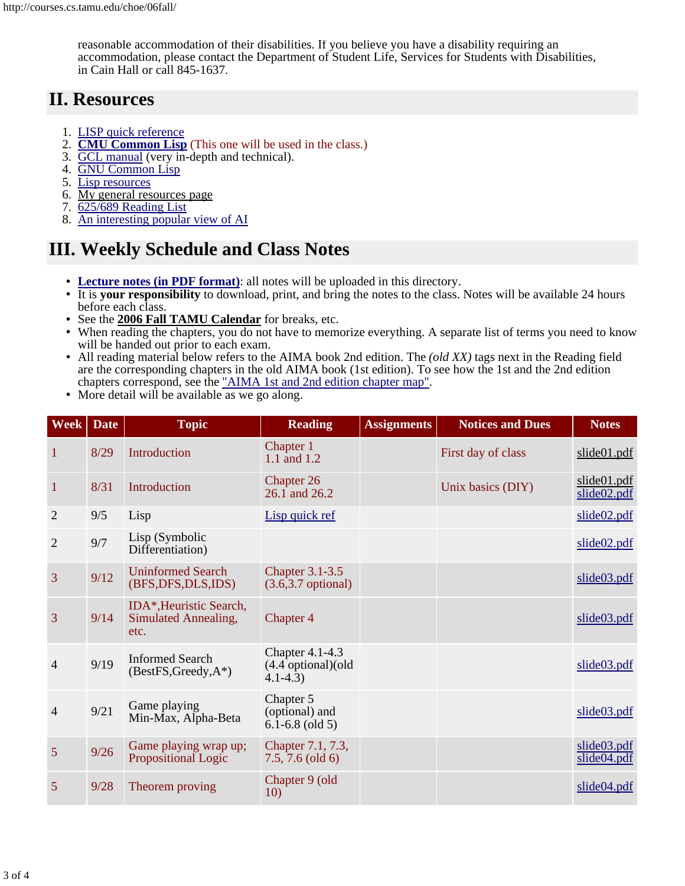reasonable accommodation of their disabilities. If you believe you have a disability requiring an accommodation, please contact the Department of Student Life, Services for Students with Disabilities, in Cain Hall or call 845-1637.

## II. Resources

1. LISP quick reference
2. **CMU Common Lisp** (This one will be used in the class.)
3. GCL manual (very in-depth and technical).
4. GNU Common Lisp
5. Lisp resources
6. My general resources page
7. 625/689 Reading List
8. An interesting popular view of AI

## III. Weekly Schedule and Class Notes

- **Lecture notes (in PDF format)**: all notes will be uploaded in this directory.
- It is **your responsibility** to download, print, and bring the notes to the class. Notes will be available 24 hours before each class.
- See the **2006 Fall TAMU Calendar** for breaks, etc.
- When reading the chapters, you do not have to memorize everything. A separate list of terms you need to know will be handed out prior to each exam.
- All reading material below refers to the AIMA book 2nd edition. The *(old XX)* tags next in the Reading field are the corresponding chapters in the old AIMA book (1st edition). To see how the 1st and the 2nd edition chapters correspond, see the "AIMA 1st and 2nd edition chapter map".
- More detail will be available as we go along.

| Week | Date | Topic | Reading | Assignments | Notices and Dues | Notes |
|---|---|---|---|---|---|---|
| 1 | 8/29 | Introduction | Chapter 1 1.1 and 1.2 | | First day of class | slide01.pdf |
| 1 | 8/31 | Introduction | Chapter 26 26.1 and 26.2 | | Unix basics (DIY) | slide01.pdf slide02.pdf |
| 2 | 9/5 | Lisp | Lisp quick ref | | | slide02.pdf |
| 2 | 9/7 | Lisp (Symbolic Differentiation) | | | | slide02.pdf |
| 3 | 9/12 | Uninformed Search (BFS,DFS,DLS,IDS) | Chapter 3.1-3.5 (3.6,3.7 optional) | | | slide03.pdf |
| 3 | 9/14 | IDA*,Heuristic Search, Simulated Annealing, etc. | Chapter 4 | | | slide03.pdf |
| 4 | 9/19 | Informed Search (BestFS,Greedy,A*) | Chapter 4.1-4.3 (4.4 optional)(old 4.1-4.3) | | | slide03.pdf |
| 4 | 9/21 | Game playing Min-Max, Alpha-Beta | Chapter 5 (optional) and 6.1-6.8 (old 5) | | | slide03.pdf |
| 5 | 9/26 | Game playing wrap up; Propositional Logic | Chapter 7.1, 7.3, 7.5, 7.6 (old 6) | | | slide03.pdf slide04.pdf |
| 5 | 9/28 | Theorem proving | Chapter 9 (old 10) | | | slide04.pdf |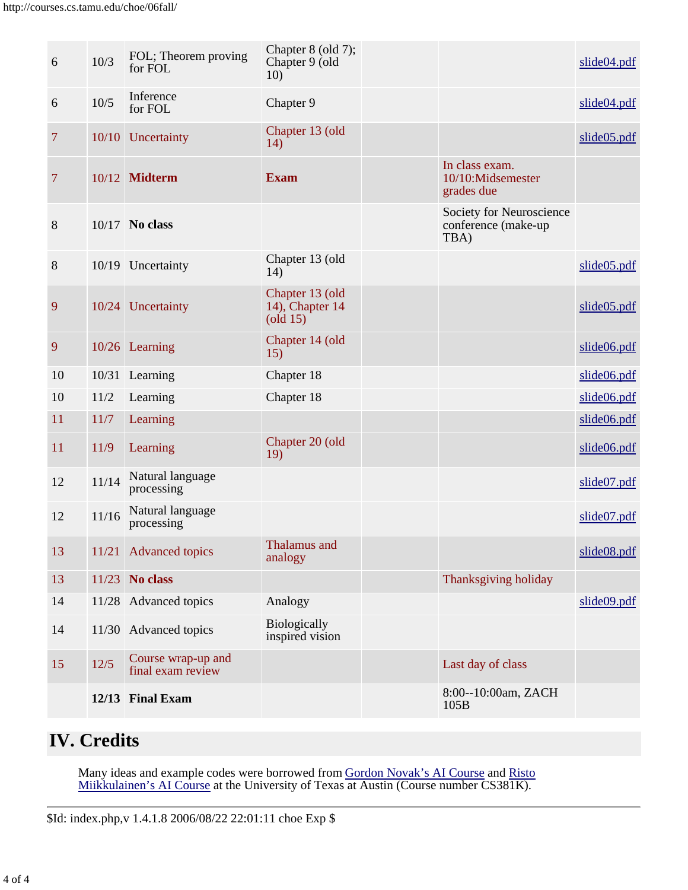| | | | | | | |
|---|---|---|---|---|---|---|
| 6 | 10/3 | FOL; Theorem proving for FOL | Chapter 8 (old 7); Chapter 9 (old 10) | | | slide04.pdf |
| 6 | 10/5 | Inference for FOL | Chapter 9 | | | slide04.pdf |
| 7 | 10/10 | Uncertainty | Chapter 13 (old 14) | | | slide05.pdf |
| 7 | 10/12 | **Midterm** | **Exam** | | In class exam. 10/10:Midsemester grades due | |
| 8 | 10/17 | **No class** | | | Society for Neuroscience conference (make-up TBA) | |
| 8 | 10/19 | Uncertainty | Chapter 13 (old 14) | | | slide05.pdf |
| 9 | 10/24 | Uncertainty | Chapter 13 (old 14), Chapter 14 (old 15) | | | slide05.pdf |
| 9 | 10/26 | Learning | Chapter 14 (old 15) | | | slide06.pdf |
| 10 | 10/31 | Learning | Chapter 18 | | | slide06.pdf |
| 10 | 11/2 | Learning | Chapter 18 | | | slide06.pdf |
| 11 | 11/7 | Learning | | | | slide06.pdf |
| 11 | 11/9 | Learning | Chapter 20 (old 19) | | | slide06.pdf |
| 12 | 11/14 | Natural language processing | | | | slide07.pdf |
| 12 | 11/16 | Natural language processing | | | | slide07.pdf |
| 13 | 11/21 | Advanced topics | Thalamus and analogy | | | slide08.pdf |
| 13 | 11/23 | **No class** | | | Thanksgiving holiday | |
| 14 | 11/28 | Advanced topics | Analogy | | | slide09.pdf |
| 14 | 11/30 | Advanced topics | Biologically inspired vision | | | |
| 15 | 12/5 | Course wrap-up and final exam review | | | Last day of class | |
| | **12/13** | **Final Exam** | | | 8:00--10:00am, ZACH 105B | |

## IV. Credits

Many ideas and example codes were borrowed from Gordon Novak's AI Course and Risto Miikkulainen's AI Course at the University of Texas at Austin (Course number CS381K).

$Id: index.php,v 1.4.1.8 2006/08/22 22:01:11 choe Exp $